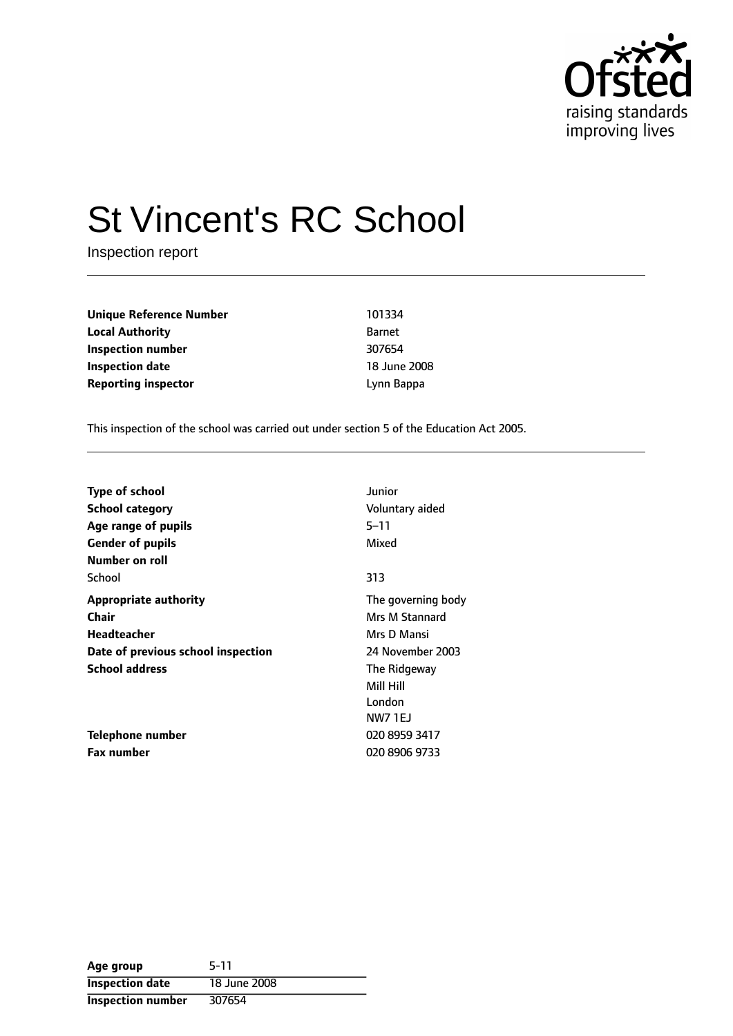Ofsted raising standards improving lives

# St Vincent's RC School

Inspection report

| | |
|---|---|
| **Unique Reference Number** | 101334 |
| **Local Authority** | Barnet |
| **Inspection number** | 307654 |
| **Inspection date** | 18 June 2008 |
| **Reporting inspector** | Lynn Bappa |

This inspection of the school was carried out under section 5 of the Education Act 2005.

| | |
|---|---|
| **Type of school** | Junior |
| **School category** | Voluntary aided |
| **Age range of pupils** | 5–11 |
| **Gender of pupils** | Mixed |
| **Number on roll** | |
| School | 313 |
| **Appropriate authority** | The governing body |
| **Chair** | Mrs M Stannard |
| **Headteacher** | Mrs D Mansi |
| **Date of previous school inspection** | 24 November 2003 |
| **School address** | The Ridgeway<br>Mill Hill<br>London<br>NW7 1EJ |
| **Telephone number** | 020 8959 3417 |
| **Fax number** | 020 8906 9733 |

| | |
|---|---|
| **Age group** | 5-11 |
| **Inspection date** | 18 June 2008 |
| **Inspection number** | 307654 |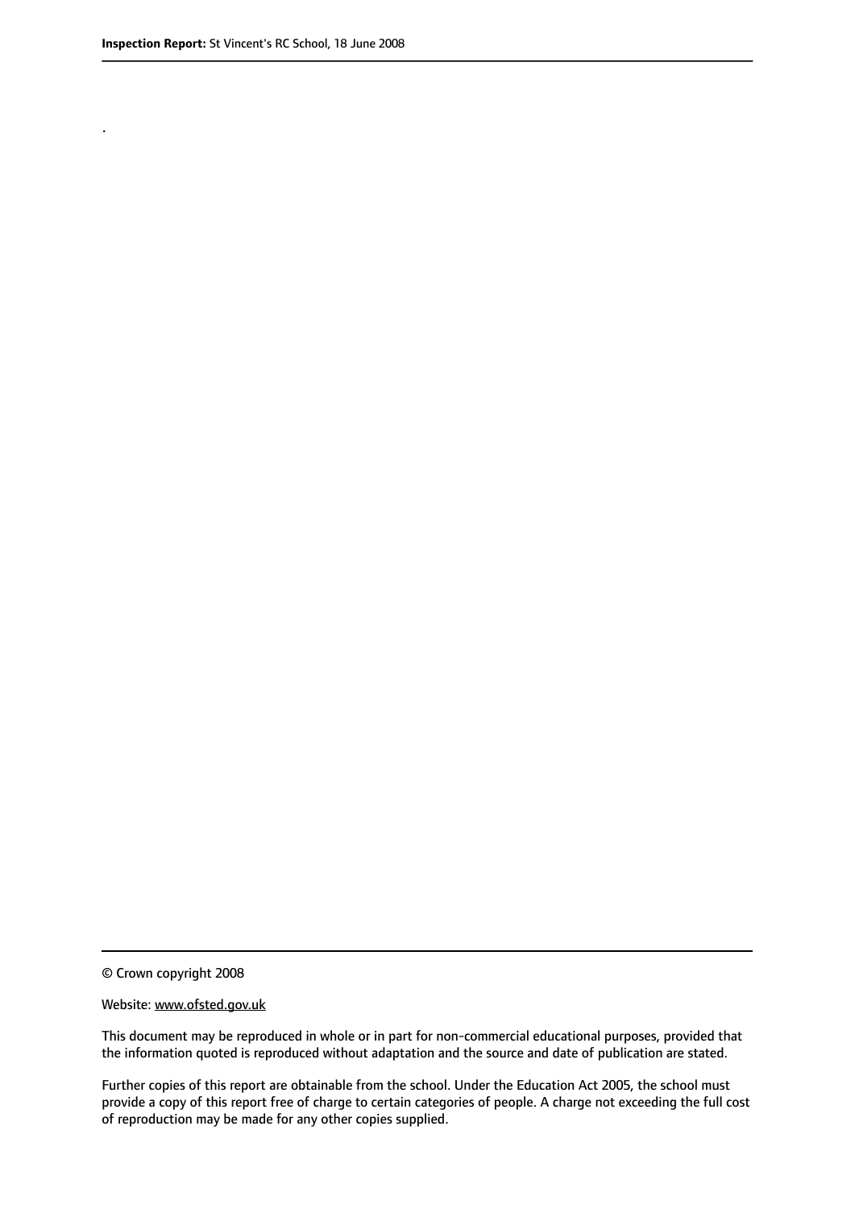.

© Crown copyright 2008

Website: www.ofsted.gov.uk

This document may be reproduced in whole or in part for non-commercial educational purposes, provided that the information quoted is reproduced without adaptation and the source and date of publication are stated.

Further copies of this report are obtainable from the school. Under the Education Act 2005, the school must provide a copy of this report free of charge to certain categories of people. A charge not exceeding the full cost of reproduction may be made for any other copies supplied.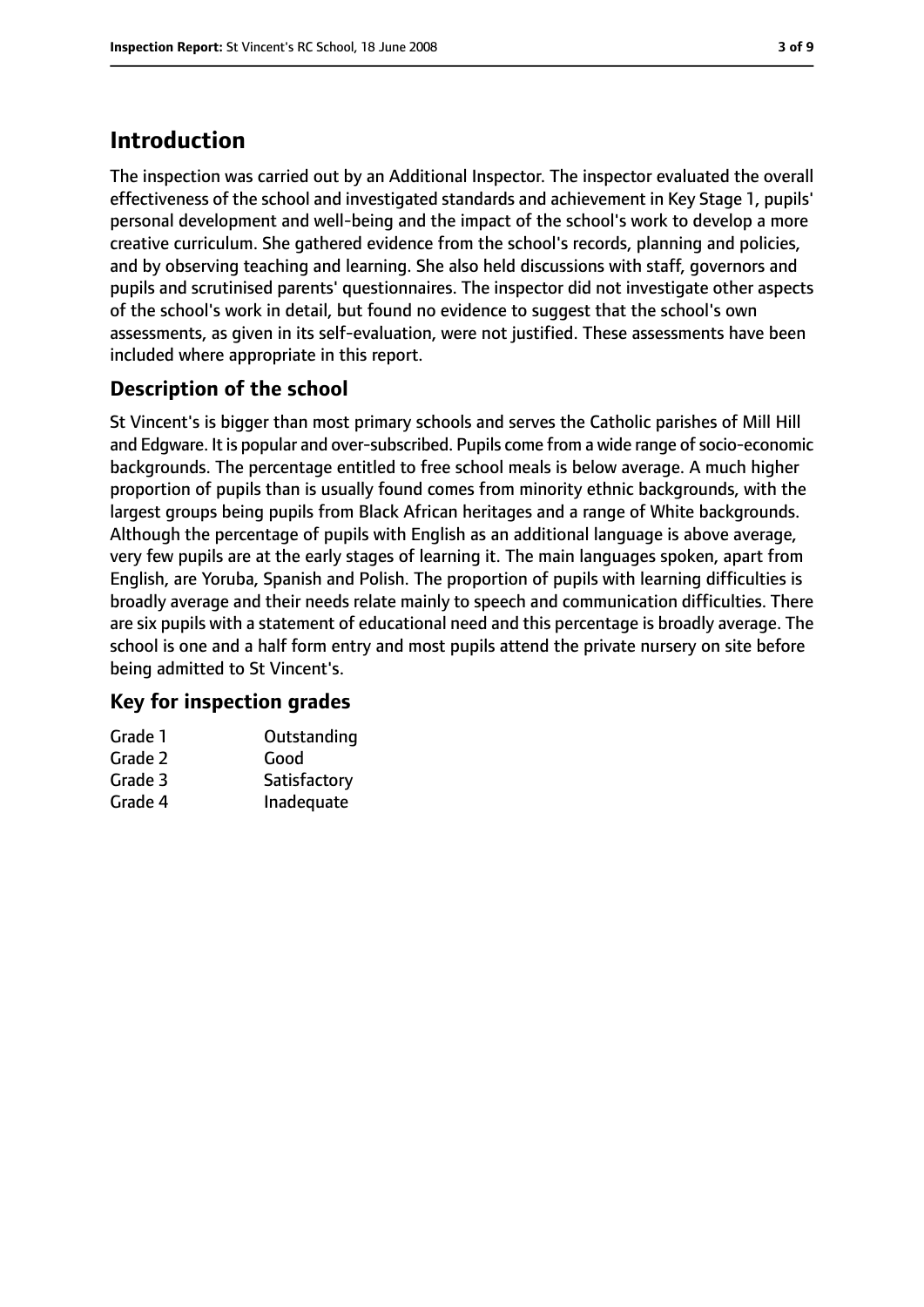## Introduction

The inspection was carried out by an Additional Inspector. The inspector evaluated the overall effectiveness of the school and investigated standards and achievement in Key Stage 1, pupils' personal development and well-being and the impact of the school's work to develop a more creative curriculum. She gathered evidence from the school's records, planning and policies, and by observing teaching and learning. She also held discussions with staff, governors and pupils and scrutinised parents' questionnaires. The inspector did not investigate other aspects of the school's work in detail, but found no evidence to suggest that the school's own assessments, as given in its self-evaluation, were not justified. These assessments have been included where appropriate in this report.

### Description of the school

St Vincent's is bigger than most primary schools and serves the Catholic parishes of Mill Hill and Edgware. It is popular and over-subscribed. Pupils come from a wide range of socio-economic backgrounds. The percentage entitled to free school meals is below average. A much higher proportion of pupils than is usually found comes from minority ethnic backgrounds, with the largest groups being pupils from Black African heritages and a range of White backgrounds. Although the percentage of pupils with English as an additional language is above average, very few pupils are at the early stages of learning it. The main languages spoken, apart from English, are Yoruba, Spanish and Polish. The proportion of pupils with learning difficulties is broadly average and their needs relate mainly to speech and communication difficulties. There are six pupils with a statement of educational need and this percentage is broadly average. The school is one and a half form entry and most pupils attend the private nursery on site before being admitted to St Vincent's.

### Key for inspection grades

| | |
|---|---|
| Grade 1 | Outstanding |
| Grade 2 | Good |
| Grade 3 | Satisfactory |
| Grade 4 | Inadequate |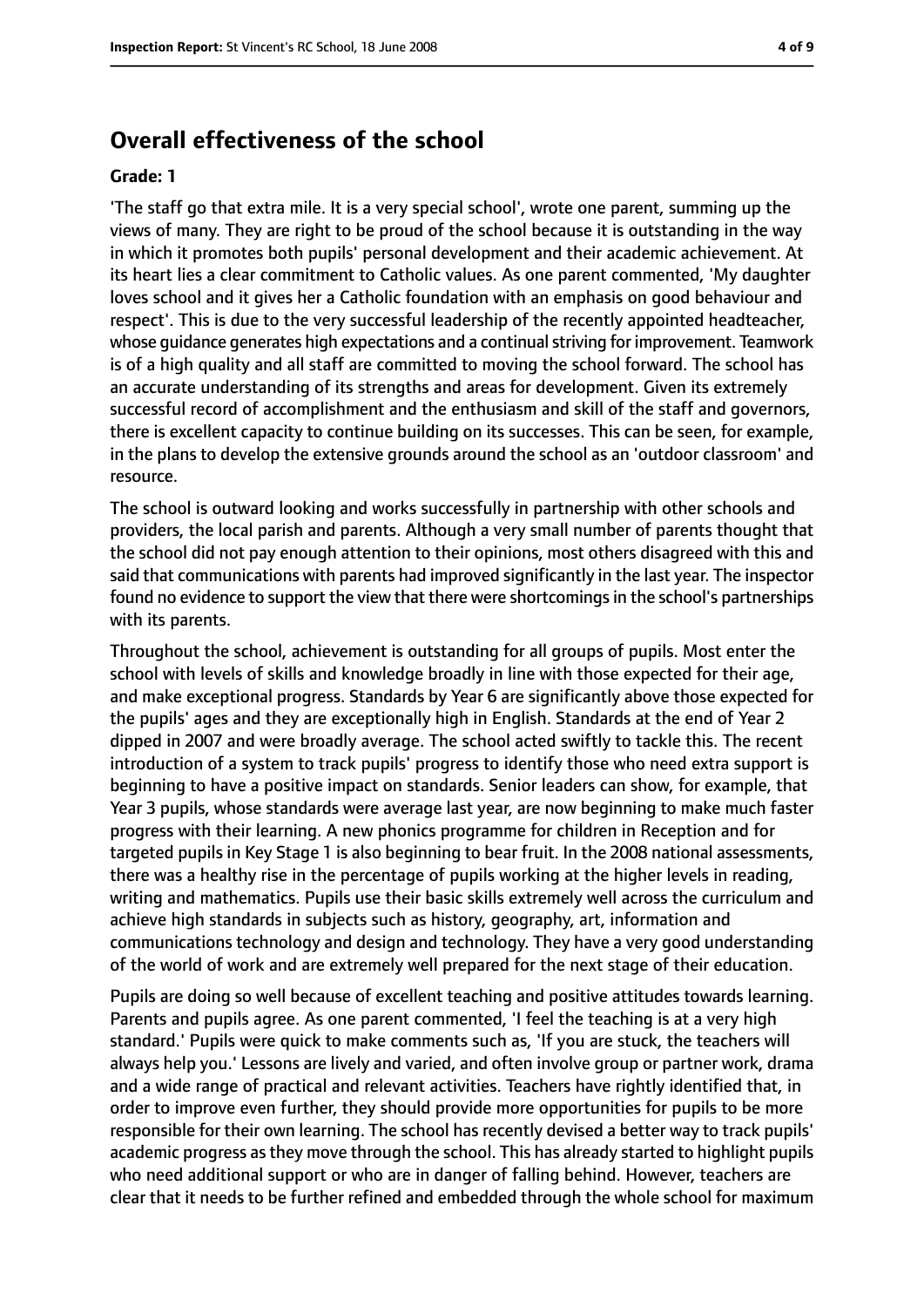## Overall effectiveness of the school

**Grade: 1**

'The staff go that extra mile. It is a very special school', wrote one parent, summing up the views of many. They are right to be proud of the school because it is outstanding in the way in which it promotes both pupils' personal development and their academic achievement. At its heart lies a clear commitment to Catholic values. As one parent commented, 'My daughter loves school and it gives her a Catholic foundation with an emphasis on good behaviour and respect'. This is due to the very successful leadership of the recently appointed headteacher, whose guidance generates high expectations and a continual striving for improvement. Teamwork is of a high quality and all staff are committed to moving the school forward. The school has an accurate understanding of its strengths and areas for development. Given its extremely successful record of accomplishment and the enthusiasm and skill of the staff and governors, there is excellent capacity to continue building on its successes. This can be seen, for example, in the plans to develop the extensive grounds around the school as an 'outdoor classroom' and resource.

The school is outward looking and works successfully in partnership with other schools and providers, the local parish and parents. Although a very small number of parents thought that the school did not pay enough attention to their opinions, most others disagreed with this and said that communications with parents had improved significantly in the last year. The inspector found no evidence to support the view that there were shortcomings in the school's partnerships with its parents.

Throughout the school, achievement is outstanding for all groups of pupils. Most enter the school with levels of skills and knowledge broadly in line with those expected for their age, and make exceptional progress. Standards by Year 6 are significantly above those expected for the pupils' ages and they are exceptionally high in English. Standards at the end of Year 2 dipped in 2007 and were broadly average. The school acted swiftly to tackle this. The recent introduction of a system to track pupils' progress to identify those who need extra support is beginning to have a positive impact on standards. Senior leaders can show, for example, that Year 3 pupils, whose standards were average last year, are now beginning to make much faster progress with their learning. A new phonics programme for children in Reception and for targeted pupils in Key Stage 1 is also beginning to bear fruit. In the 2008 national assessments, there was a healthy rise in the percentage of pupils working at the higher levels in reading, writing and mathematics. Pupils use their basic skills extremely well across the curriculum and achieve high standards in subjects such as history, geography, art, information and communications technology and design and technology. They have a very good understanding of the world of work and are extremely well prepared for the next stage of their education.

Pupils are doing so well because of excellent teaching and positive attitudes towards learning. Parents and pupils agree. As one parent commented, 'I feel the teaching is at a very high standard.' Pupils were quick to make comments such as, 'If you are stuck, the teachers will always help you.' Lessons are lively and varied, and often involve group or partner work, drama and a wide range of practical and relevant activities. Teachers have rightly identified that, in order to improve even further, they should provide more opportunities for pupils to be more responsible for their own learning. The school has recently devised a better way to track pupils' academic progress as they move through the school. This has already started to highlight pupils who need additional support or who are in danger of falling behind. However, teachers are clear that it needs to be further refined and embedded through the whole school for maximum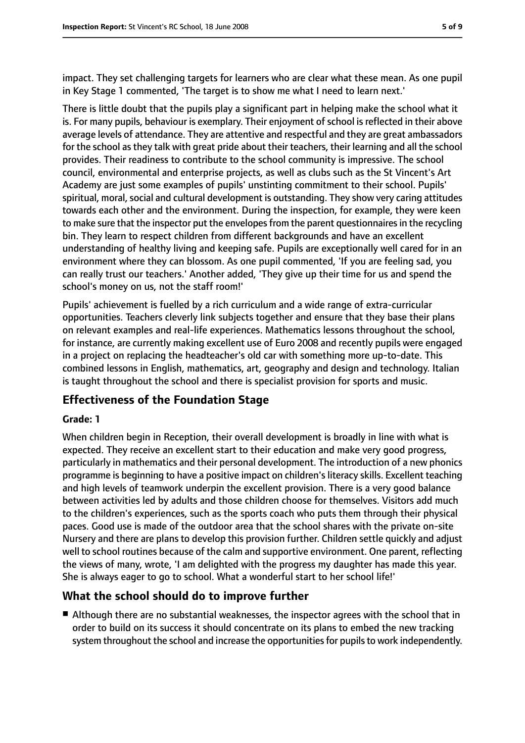impact. They set challenging targets for learners who are clear what these mean. As one pupil in Key Stage 1 commented, 'The target is to show me what I need to learn next.'

There is little doubt that the pupils play a significant part in helping make the school what it is. For many pupils, behaviour is exemplary. Their enjoyment of school is reflected in their above average levels of attendance. They are attentive and respectful and they are great ambassadors for the school as they talk with great pride about their teachers, their learning and all the school provides. Their readiness to contribute to the school community is impressive. The school council, environmental and enterprise projects, as well as clubs such as the St Vincent's Art Academy are just some examples of pupils' unstinting commitment to their school. Pupils' spiritual, moral, social and cultural development is outstanding. They show very caring attitudes towards each other and the environment. During the inspection, for example, they were keen to make sure that the inspector put the envelopes from the parent questionnaires in the recycling bin. They learn to respect children from different backgrounds and have an excellent understanding of healthy living and keeping safe. Pupils are exceptionally well cared for in an environment where they can blossom. As one pupil commented, 'If you are feeling sad, you can really trust our teachers.' Another added, 'They give up their time for us and spend the school's money on us, not the staff room!'

Pupils' achievement is fuelled by a rich curriculum and a wide range of extra-curricular opportunities. Teachers cleverly link subjects together and ensure that they base their plans on relevant examples and real-life experiences. Mathematics lessons throughout the school, for instance, are currently making excellent use of Euro 2008 and recently pupils were engaged in a project on replacing the headteacher's old car with something more up-to-date. This combined lessons in English, mathematics, art, geography and design and technology. Italian is taught throughout the school and there is specialist provision for sports and music.

## Effectiveness of the Foundation Stage

**Grade: 1**

When children begin in Reception, their overall development is broadly in line with what is expected. They receive an excellent start to their education and make very good progress, particularly in mathematics and their personal development. The introduction of a new phonics programme is beginning to have a positive impact on children's literacy skills. Excellent teaching and high levels of teamwork underpin the excellent provision. There is a very good balance between activities led by adults and those children choose for themselves. Visitors add much to the children's experiences, such as the sports coach who puts them through their physical paces. Good use is made of the outdoor area that the school shares with the private on-site Nursery and there are plans to develop this provision further. Children settle quickly and adjust well to school routines because of the calm and supportive environment. One parent, reflecting the views of many, wrote, 'I am delighted with the progress my daughter has made this year. She is always eager to go to school. What a wonderful start to her school life!'

## What the school should do to improve further

- Although there are no substantial weaknesses, the inspector agrees with the school that in order to build on its success it should concentrate on its plans to embed the new tracking system throughout the school and increase the opportunities for pupils to work independently.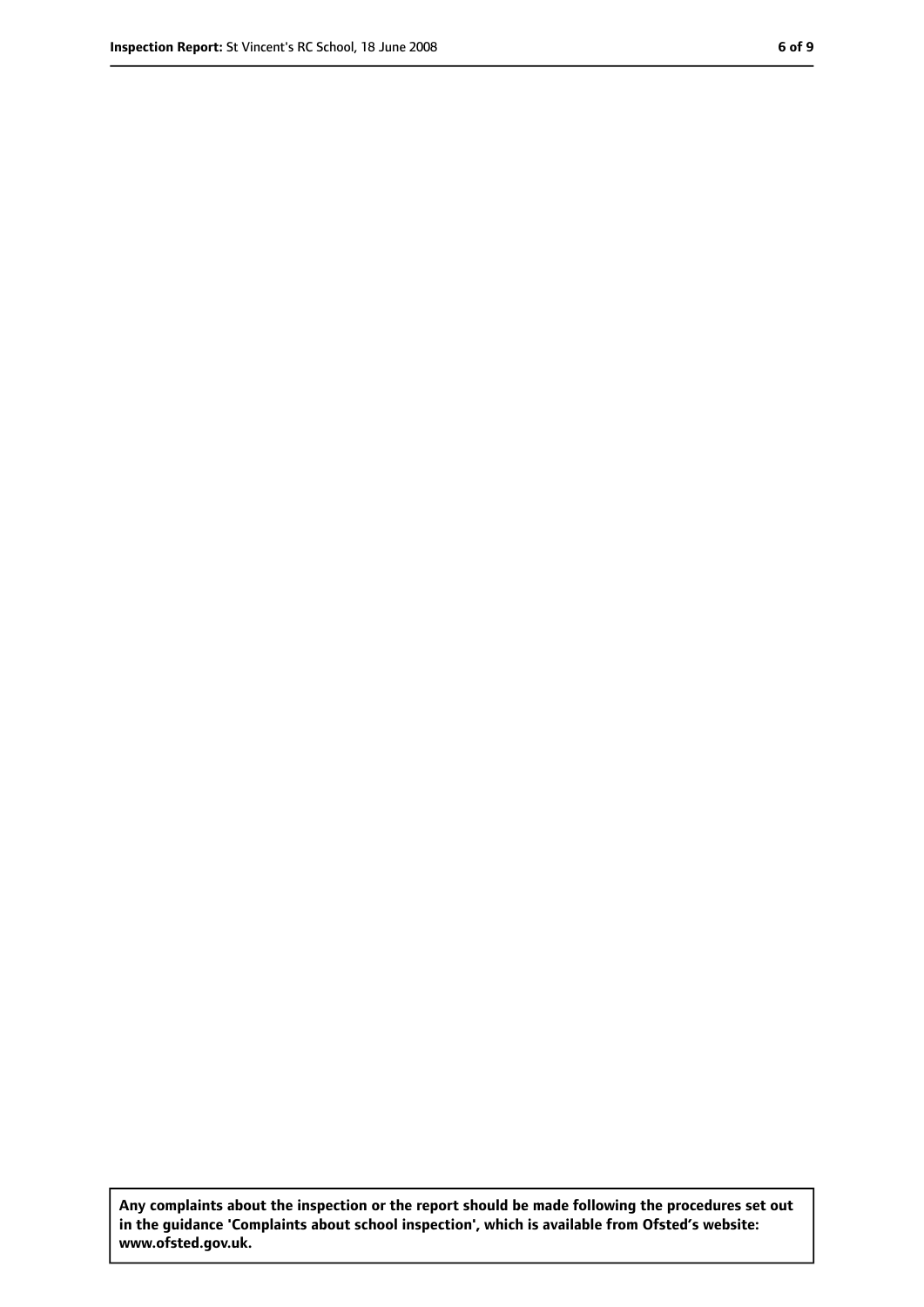**Any complaints about the inspection or the report should be made following the procedures set out in the guidance 'Complaints about school inspection', which is available from Ofsted's website: www.ofsted.gov.uk.**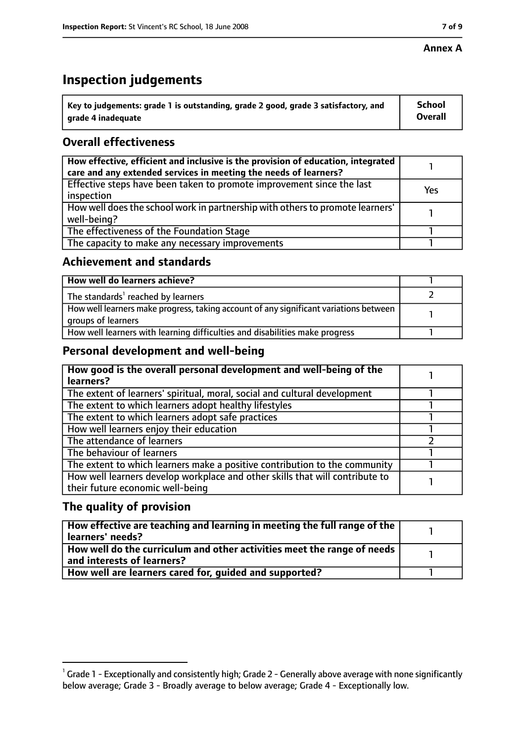**Annex A**

# Inspection judgements

| Key to judgements: grade 1 is outstanding, grade 2 good, grade 3 satisfactory, and grade 4 inadequate | School Overall |
|---|---|

## Overall effectiveness

| | |
|---|---|
| **How effective, efficient and inclusive is the provision of education, integrated care and any extended services in meeting the needs of learners?** | 1 |
| Effective steps have been taken to promote improvement since the last inspection | Yes |
| How well does the school work in partnership with others to promote learners' well-being? | 1 |
| The effectiveness of the Foundation Stage | 1 |
| The capacity to make any necessary improvements | 1 |

## Achievement and standards

| | |
|---|---|
| **How well do learners achieve?** | 1 |
| The standards[1] reached by learners | 2 |
| How well learners make progress, taking account of any significant variations between groups of learners | 1 |
| How well learners with learning difficulties and disabilities make progress | 1 |

## Personal development and well-being

| | |
|---|---|
| **How good is the overall personal development and well-being of the learners?** | 1 |
| The extent of learners' spiritual, moral, social and cultural development | 1 |
| The extent to which learners adopt healthy lifestyles | 1 |
| The extent to which learners adopt safe practices | 1 |
| How well learners enjoy their education | 1 |
| The attendance of learners | 2 |
| The behaviour of learners | 1 |
| The extent to which learners make a positive contribution to the community | 1 |
| How well learners develop workplace and other skills that will contribute to their future economic well-being | 1 |

## The quality of provision

| | |
|---|---|
| **How effective are teaching and learning in meeting the full range of the learners' needs?** | 1 |
| **How well do the curriculum and other activities meet the range of needs and interests of learners?** | 1 |
| **How well are learners cared for, guided and supported?** | 1 |

[1] Grade 1 - Exceptionally and consistently high; Grade 2 - Generally above average with none significantly below average; Grade 3 - Broadly average to below average; Grade 4 - Exceptionally low.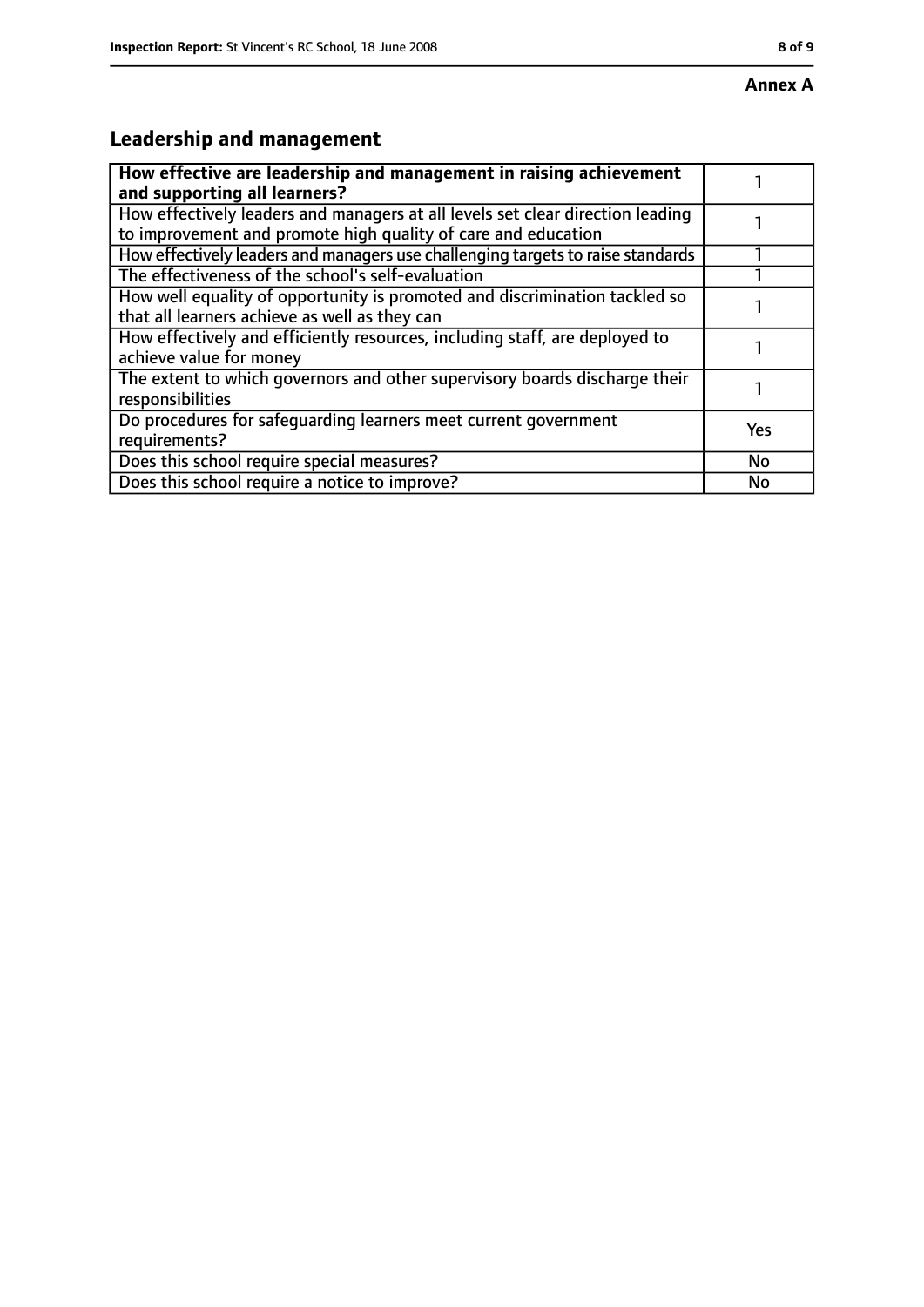**Annex A**

## Leadership and management

| **How effective are leadership and management in raising achievement and supporting all learners?** | 1 |
|---|---|
| How effectively leaders and managers at all levels set clear direction leading to improvement and promote high quality of care and education | 1 |
| How effectively leaders and managers use challenging targets to raise standards | 1 |
| The effectiveness of the school's self-evaluation | 1 |
| How well equality of opportunity is promoted and discrimination tackled so that all learners achieve as well as they can | 1 |
| How effectively and efficiently resources, including staff, are deployed to achieve value for money | 1 |
| The extent to which governors and other supervisory boards discharge their responsibilities | 1 |
| Do procedures for safeguarding learners meet current government requirements? | Yes |
| Does this school require special measures? | No |
| Does this school require a notice to improve? | No |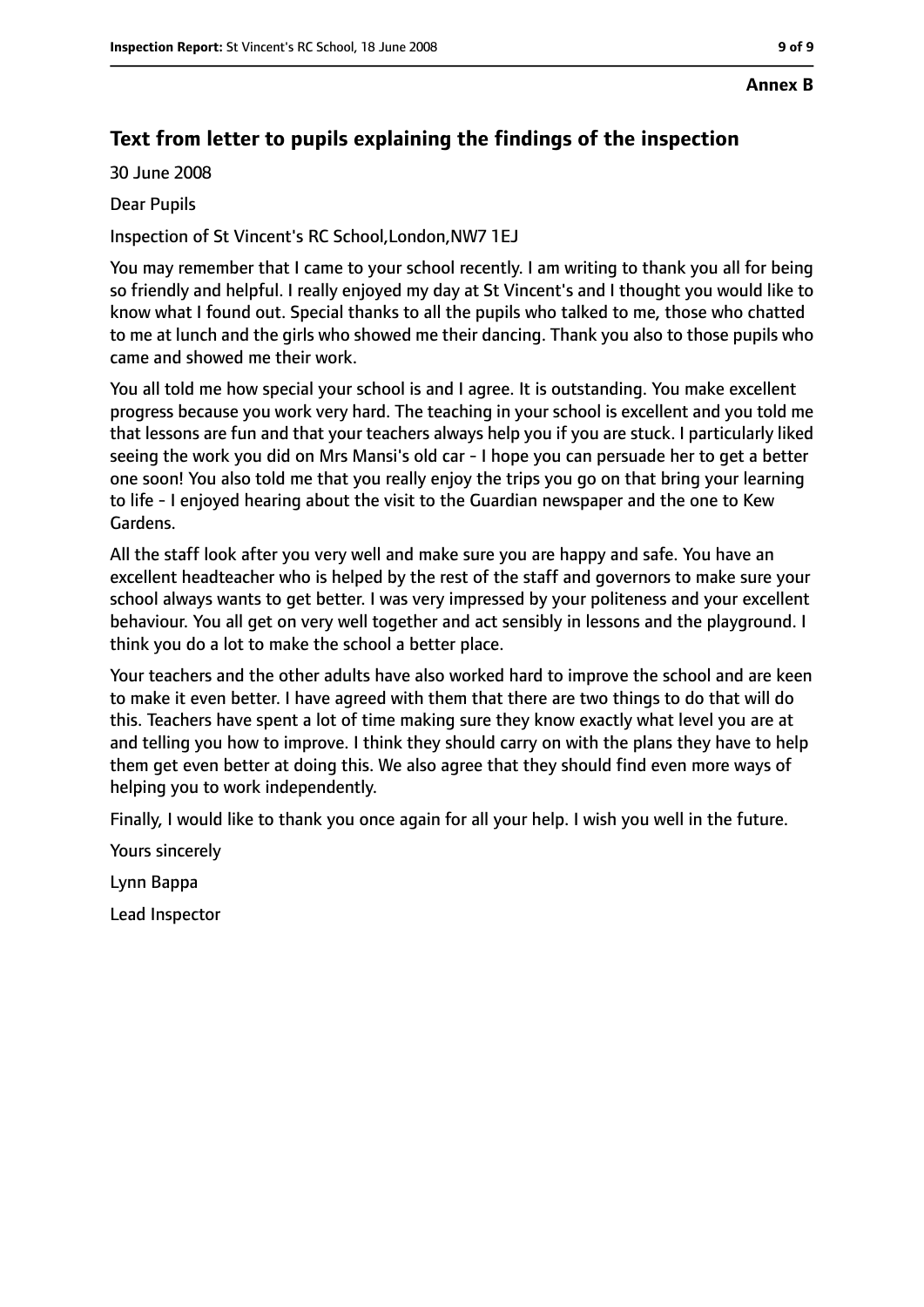**Annex B**

## Text from letter to pupils explaining the findings of the inspection

30 June 2008

Dear Pupils

Inspection of St Vincent's RC School,London,NW7 1EJ

You may remember that I came to your school recently. I am writing to thank you all for being so friendly and helpful. I really enjoyed my day at St Vincent's and I thought you would like to know what I found out. Special thanks to all the pupils who talked to me, those who chatted to me at lunch and the girls who showed me their dancing. Thank you also to those pupils who came and showed me their work.

You all told me how special your school is and I agree. It is outstanding. You make excellent progress because you work very hard. The teaching in your school is excellent and you told me that lessons are fun and that your teachers always help you if you are stuck. I particularly liked seeing the work you did on Mrs Mansi's old car - I hope you can persuade her to get a better one soon! You also told me that you really enjoy the trips you go on that bring your learning to life - I enjoyed hearing about the visit to the Guardian newspaper and the one to Kew Gardens.

All the staff look after you very well and make sure you are happy and safe. You have an excellent headteacher who is helped by the rest of the staff and governors to make sure your school always wants to get better. I was very impressed by your politeness and your excellent behaviour. You all get on very well together and act sensibly in lessons and the playground. I think you do a lot to make the school a better place.

Your teachers and the other adults have also worked hard to improve the school and are keen to make it even better. I have agreed with them that there are two things to do that will do this. Teachers have spent a lot of time making sure they know exactly what level you are at and telling you how to improve. I think they should carry on with the plans they have to help them get even better at doing this. We also agree that they should find even more ways of helping you to work independently.

Finally, I would like to thank you once again for all your help. I wish you well in the future.

Yours sincerely

Lynn Bappa

Lead Inspector